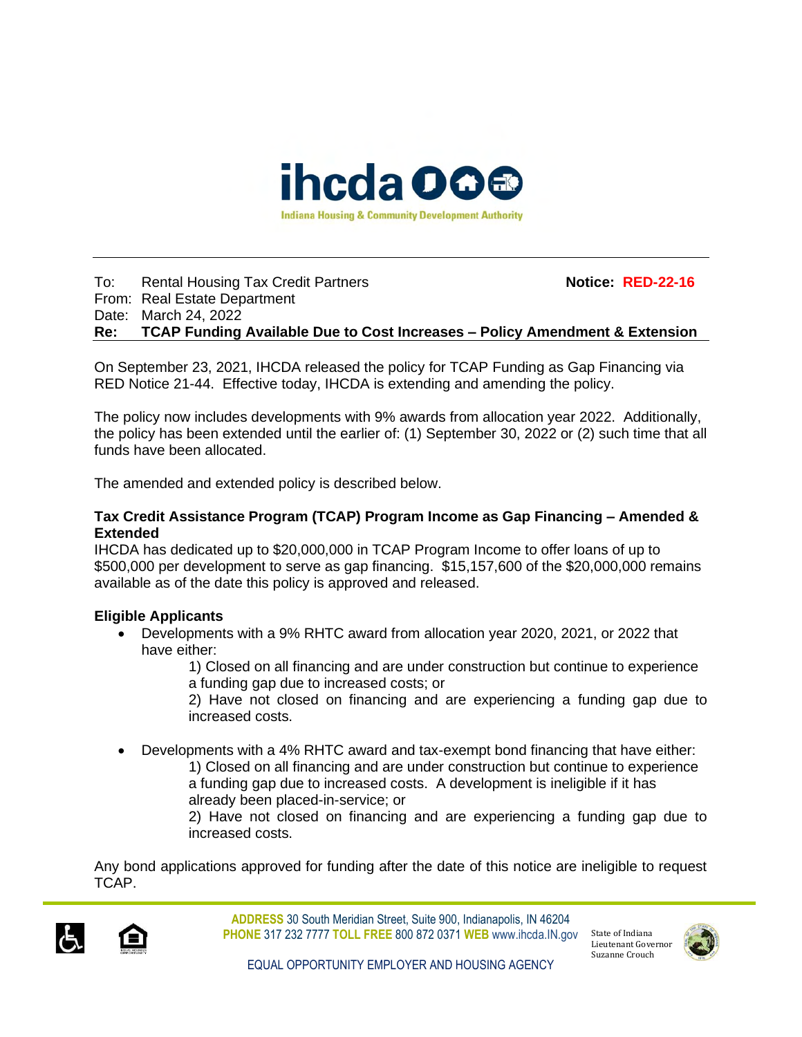ihcda

Indiana Housing & Community Development Authority

To: Rental Housing Tax Credit Partners **Notice: RED-22-16**
From: Real Estate Department
Date: March 24, 2022
**Re: TCAP Funding Available Due to Cost Increases – Policy Amendment & Extension**

On September 23, 2021, IHCDA released the policy for TCAP Funding as Gap Financing via RED Notice 21-44. Effective today, IHCDA is extending and amending the policy.

The policy now includes developments with 9% awards from allocation year 2022. Additionally, the policy has been extended until the earlier of: (1) September 30, 2022 or (2) such time that all funds have been allocated.

The amended and extended policy is described below.

**Tax Credit Assistance Program (TCAP) Program Income as Gap Financing – Amended & Extended**

IHCDA has dedicated up to $20,000,000 in TCAP Program Income to offer loans of up to $500,000 per development to serve as gap financing. $15,157,600 of the $20,000,000 remains available as of the date this policy is approved and released.

**Eligible Applicants**

- Developments with a 9% RHTC award from allocation year 2020, 2021, or 2022 that have either:
  1) Closed on all financing and are under construction but continue to experience a funding gap due to increased costs; or
  2) Have not closed on financing and are experiencing a funding gap due to increased costs.

- Developments with a 4% RHTC award and tax-exempt bond financing that have either:
  1) Closed on all financing and are under construction but continue to experience a funding gap due to increased costs. A development is ineligible if it has already been placed-in-service; or
  2) Have not closed on financing and are experiencing a funding gap due to increased costs.

Any bond applications approved for funding after the date of this notice are ineligible to request TCAP.

**ADDRESS** 30 South Meridian Street, Suite 900, Indianapolis, IN 46204
**PHONE** 317 232 7777 **TOLL FREE** 800 872 0371 **WEB** www.ihcda.IN.gov

State of Indiana
Lieutenant Governor
Suzanne Crouch

EQUAL OPPORTUNITY EMPLOYER AND HOUSING AGENCY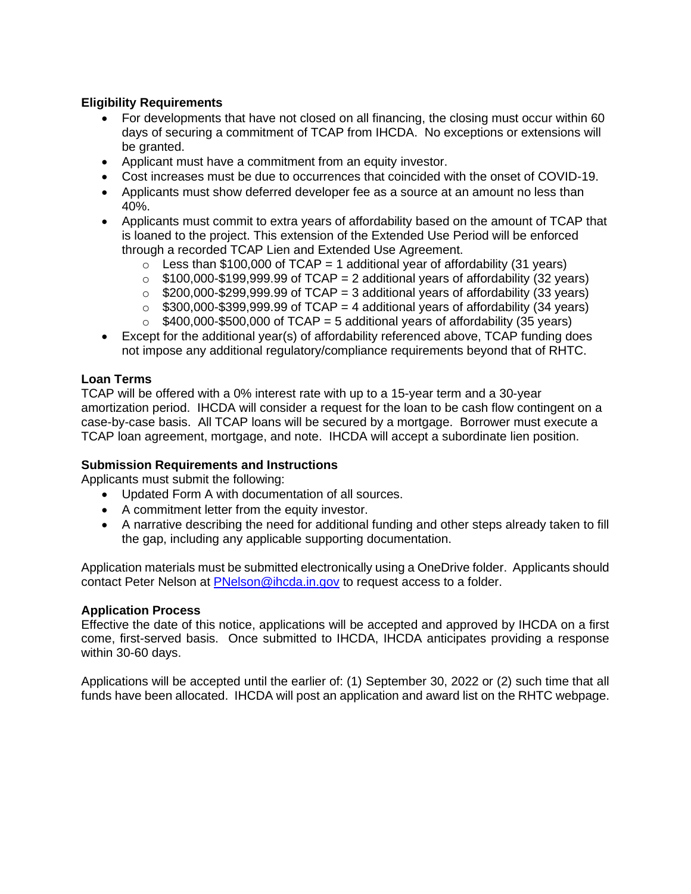**Eligibility Requirements**

- For developments that have not closed on all financing, the closing must occur within 60 days of securing a commitment of TCAP from IHCDA. No exceptions or extensions will be granted.
- Applicant must have a commitment from an equity investor.
- Cost increases must be due to occurrences that coincided with the onset of COVID-19.
- Applicants must show deferred developer fee as a source at an amount no less than 40%.
- Applicants must commit to extra years of affordability based on the amount of TCAP that is loaned to the project. This extension of the Extended Use Period will be enforced through a recorded TCAP Lien and Extended Use Agreement.
  - Less than $100,000 of TCAP = 1 additional year of affordability (31 years)
  - $100,000-$199,999.99 of TCAP = 2 additional years of affordability (32 years)
  - $200,000-$299,999.99 of TCAP = 3 additional years of affordability (33 years)
  - $300,000-$399,999.99 of TCAP = 4 additional years of affordability (34 years)
  - $400,000-$500,000 of TCAP = 5 additional years of affordability (35 years)
- Except for the additional year(s) of affordability referenced above, TCAP funding does not impose any additional regulatory/compliance requirements beyond that of RHTC.

**Loan Terms**

TCAP will be offered with a 0% interest rate with up to a 15-year term and a 30-year amortization period. IHCDA will consider a request for the loan to be cash flow contingent on a case-by-case basis. All TCAP loans will be secured by a mortgage. Borrower must execute a TCAP loan agreement, mortgage, and note. IHCDA will accept a subordinate lien position.

**Submission Requirements and Instructions**

Applicants must submit the following:

- Updated Form A with documentation of all sources.
- A commitment letter from the equity investor.
- A narrative describing the need for additional funding and other steps already taken to fill the gap, including any applicable supporting documentation.

Application materials must be submitted electronically using a OneDrive folder. Applicants should contact Peter Nelson at PNelson@ihcda.in.gov to request access to a folder.

**Application Process**

Effective the date of this notice, applications will be accepted and approved by IHCDA on a first come, first-served basis. Once submitted to IHCDA, IHCDA anticipates providing a response within 30-60 days.

Applications will be accepted until the earlier of: (1) September 30, 2022 or (2) such time that all funds have been allocated. IHCDA will post an application and award list on the RHTC webpage.